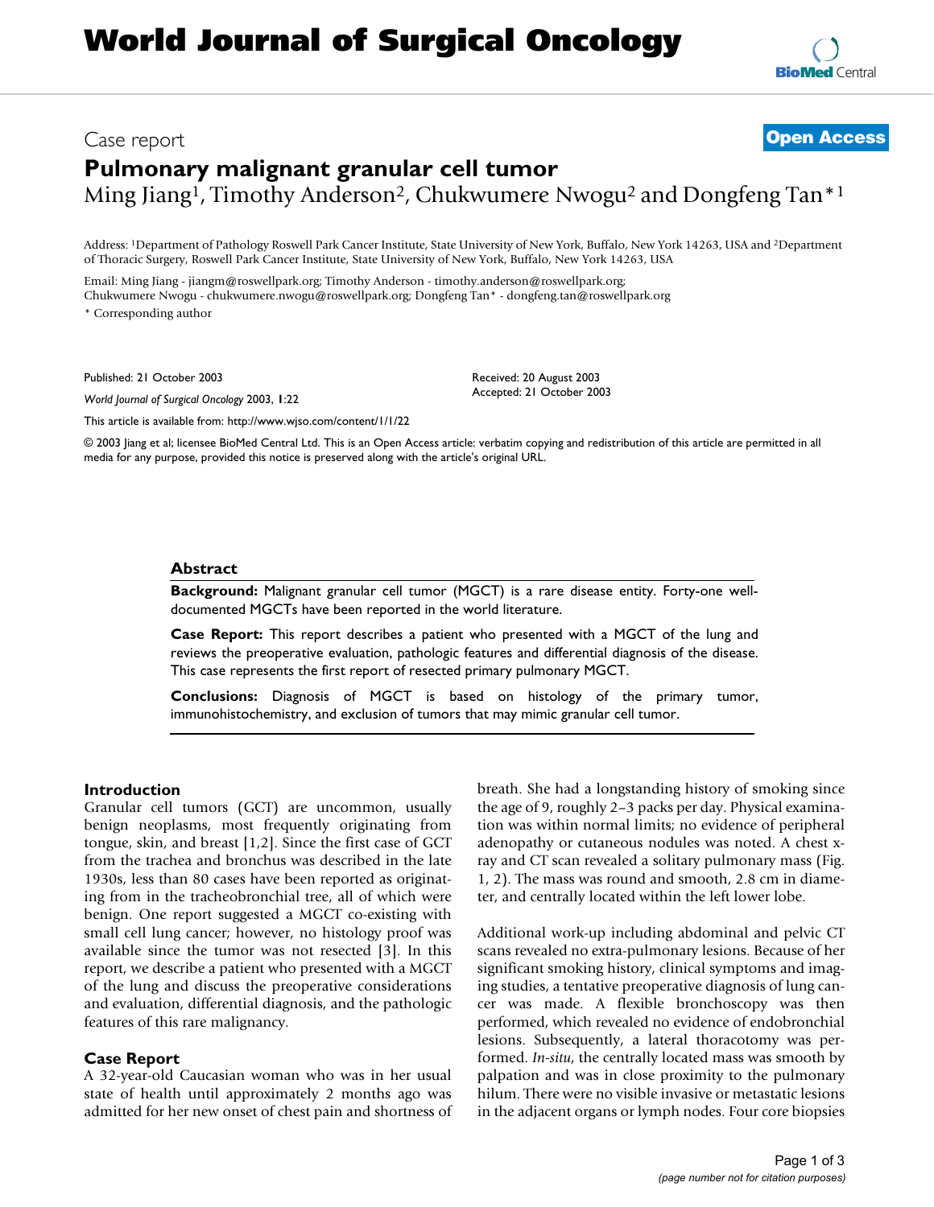# World Journal of Surgical Oncology

Case report

**Open Access**

# Pulmonary malignant granular cell tumor

Ming Jiang[1], Timothy Anderson[2], Chukwumere Nwogu[2] and Dongfeng Tan*[1]

Address: [1]Department of Pathology Roswell Park Cancer Institute, State University of New York, Buffalo, New York 14263, USA and [2]Department of Thoracic Surgery, Roswell Park Cancer Institute, State University of New York, Buffalo, New York 14263, USA

Email: Ming Jiang - jiangm@roswellpark.org; Timothy Anderson - timothy.anderson@roswellpark.org; Chukwumere Nwogu - chukwumere.nwogu@roswellpark.org; Dongfeng Tan* - dongfeng.tan@roswellpark.org

* Corresponding author

Published: 21 October 2003

*World Journal of Surgical Oncology* 2003, **1**:22

Received: 20 August 2003
Accepted: 21 October 2003

This article is available from: http://www.wjso.com/content/1/1/22

© 2003 Jiang et al; licensee BioMed Central Ltd. This is an Open Access article: verbatim copying and redistribution of this article are permitted in all media for any purpose, provided this notice is preserved along with the article's original URL.

## Abstract

**Background:** Malignant granular cell tumor (MGCT) is a rare disease entity. Forty-one well-documented MGCTs have been reported in the world literature.

**Case Report:** This report describes a patient who presented with a MGCT of the lung and reviews the preoperative evaluation, pathologic features and differential diagnosis of the disease. This case represents the first report of resected primary pulmonary MGCT.

**Conclusions:** Diagnosis of MGCT is based on histology of the primary tumor, immunohistochemistry, and exclusion of tumors that may mimic granular cell tumor.

## Introduction

Granular cell tumors (GCT) are uncommon, usually benign neoplasms, most frequently originating from tongue, skin, and breast [1,2]. Since the first case of GCT from the trachea and bronchus was described in the late 1930s, less than 80 cases have been reported as originating from in the tracheobronchial tree, all of which were benign. One report suggested a MGCT co-existing with small cell lung cancer; however, no histology proof was available since the tumor was not resected [3]. In this report, we describe a patient who presented with a MGCT of the lung and discuss the preoperative considerations and evaluation, differential diagnosis, and the pathologic features of this rare malignancy.

## Case Report

A 32-year-old Caucasian woman who was in her usual state of health until approximately 2 months ago was admitted for her new onset of chest pain and shortness of breath. She had a longstanding history of smoking since the age of 9, roughly 2–3 packs per day. Physical examination was within normal limits; no evidence of peripheral adenopathy or cutaneous nodules was noted. A chest x-ray and CT scan revealed a solitary pulmonary mass (Fig. 1, 2). The mass was round and smooth, 2.8 cm in diameter, and centrally located within the left lower lobe.

Additional work-up including abdominal and pelvic CT scans revealed no extra-pulmonary lesions. Because of her significant smoking history, clinical symptoms and imaging studies, a tentative preoperative diagnosis of lung cancer was made. A flexible bronchoscopy was then performed, which revealed no evidence of endobronchial lesions. Subsequently, a lateral thoracotomy was performed. *In-situ*, the centrally located mass was smooth by palpation and was in close proximity to the pulmonary hilum. There were no visible invasive or metastatic lesions in the adjacent organs or lymph nodes. Four core biopsies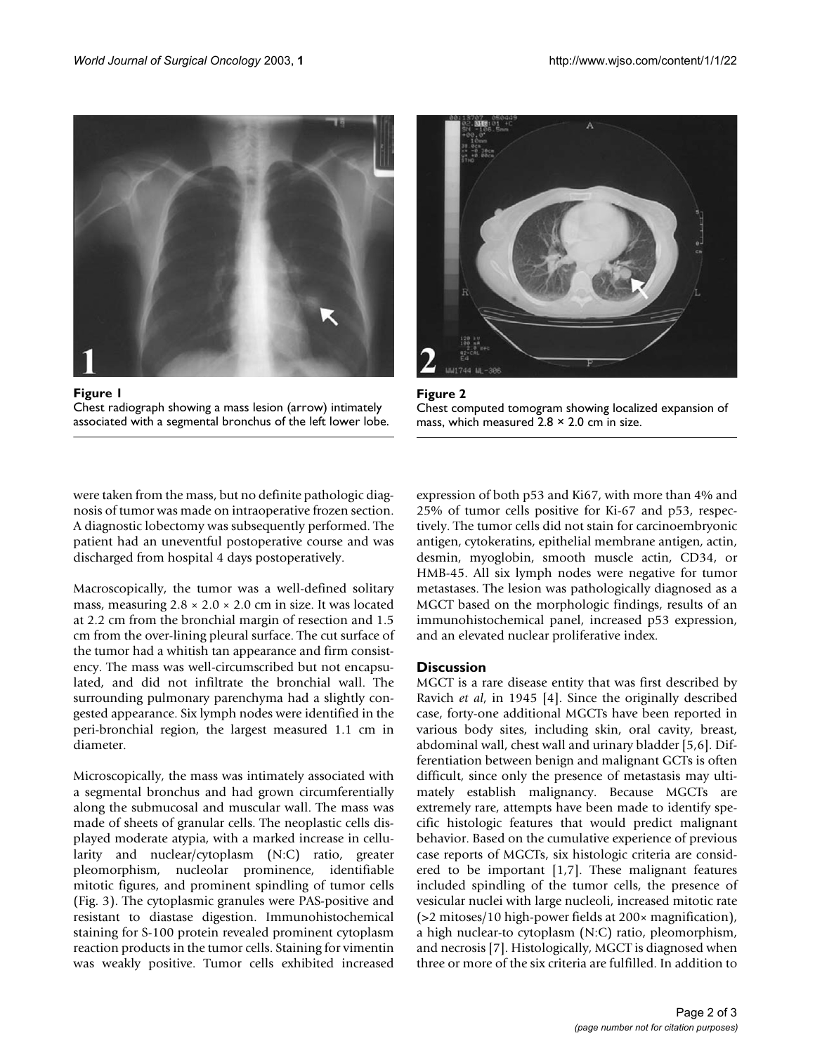Figure 1
Chest radiograph showing a mass lesion (arrow) intimately associated with a segmental bronchus of the left lower lobe.

Figure 2
Chest computed tomogram showing localized expansion of mass, which measured 2.8 × 2.0 cm in size.

were taken from the mass, but no definite pathologic diagnosis of tumor was made on intraoperative frozen section. A diagnostic lobectomy was subsequently performed. The patient had an uneventful postoperative course and was discharged from hospital 4 days postoperatively.

Macroscopically, the tumor was a well-defined solitary mass, measuring 2.8 × 2.0 × 2.0 cm in size. It was located at 2.2 cm from the bronchial margin of resection and 1.5 cm from the over-lining pleural surface. The cut surface of the tumor had a whitish tan appearance and firm consistency. The mass was well-circumscribed but not encapsulated, and did not infiltrate the bronchial wall. The surrounding pulmonary parenchyma had a slightly congested appearance. Six lymph nodes were identified in the peri-bronchial region, the largest measured 1.1 cm in diameter.

Microscopically, the mass was intimately associated with a segmental bronchus and had grown circumferentially along the submucosal and muscular wall. The mass was made of sheets of granular cells. The neoplastic cells displayed moderate atypia, with a marked increase in cellularity and nuclear/cytoplasm (N:C) ratio, greater pleomorphism, nucleolar prominence, identifiable mitotic figures, and prominent spindling of tumor cells (Fig. 3). The cytoplasmic granules were PAS-positive and resistant to diastase digestion. Immunohistochemical staining for S-100 protein revealed prominent cytoplasm reaction products in the tumor cells. Staining for vimentin was weakly positive. Tumor cells exhibited increased expression of both p53 and Ki67, with more than 4% and 25% of tumor cells positive for Ki-67 and p53, respectively. The tumor cells did not stain for carcinoembryonic antigen, cytokeratins, epithelial membrane antigen, actin, desmin, myoglobin, smooth muscle actin, CD34, or HMB-45. All six lymph nodes were negative for tumor metastases. The lesion was pathologically diagnosed as a MGCT based on the morphologic findings, results of an immunohistochemical panel, increased p53 expression, and an elevated nuclear proliferative index.

## Discussion

MGCT is a rare disease entity that was first described by Ravich *et al*, in 1945 [4]. Since the originally described case, forty-one additional MGCTs have been reported in various body sites, including skin, oral cavity, breast, abdominal wall, chest wall and urinary bladder [5,6]. Differentiation between benign and malignant GCTs is often difficult, since only the presence of metastasis may ultimately establish malignancy. Because MGCTs are extremely rare, attempts have been made to identify specific histologic features that would predict malignant behavior. Based on the cumulative experience of previous case reports of MGCTs, six histologic criteria are considered to be important [1,7]. These malignant features included spindling of the tumor cells, the presence of vesicular nuclei with large nucleoli, increased mitotic rate (>2 mitoses/10 high-power fields at 200× magnification), a high nuclear-to cytoplasm (N:C) ratio, pleomorphism, and necrosis [7]. Histologically, MGCT is diagnosed when three or more of the six criteria are fulfilled. In addition to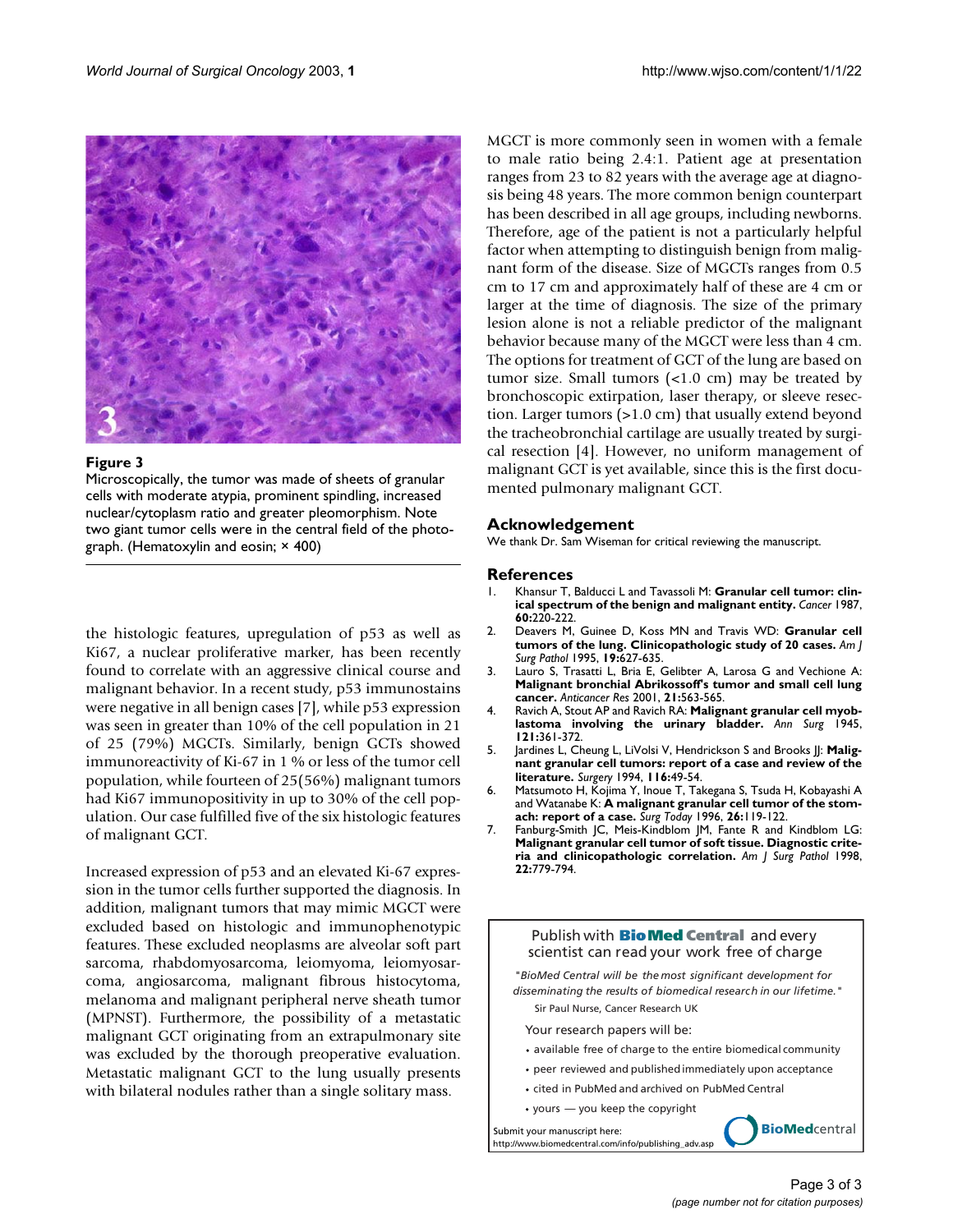**Figure 3**
Microscopically, the tumor was made of sheets of granular cells with moderate atypia, prominent spindling, increased nuclear/cytoplasm ratio and greater pleomorphism. Note two giant tumor cells were in the central field of the photograph. (Hematoxylin and eosin; × 400)

the histologic features, upregulation of p53 as well as Ki67, a nuclear proliferative marker, has been recently found to correlate with an aggressive clinical course and malignant behavior. In a recent study, p53 immunostains were negative in all benign cases [7], while p53 expression was seen in greater than 10% of the cell population in 21 of 25 (79%) MGCTs. Similarly, benign GCTs showed immunoreactivity of Ki-67 in 1 % or less of the tumor cell population, while fourteen of 25(56%) malignant tumors had Ki67 immunopositivity in up to 30% of the cell population. Our case fulfilled five of the six histologic features of malignant GCT.

Increased expression of p53 and an elevated Ki-67 expression in the tumor cells further supported the diagnosis. In addition, malignant tumors that may mimic MGCT were excluded based on histologic and immunophenotypic features. These excluded neoplasms are alveolar soft part sarcoma, rhabdomyosarcoma, leiomyoma, leiomyosarcoma, angiosarcoma, malignant fibrous histocytoma, melanoma and malignant peripheral nerve sheath tumor (MPNST). Furthermore, the possibility of a metastatic malignant GCT originating from an extrapulmonary site was excluded by the thorough preoperative evaluation. Metastatic malignant GCT to the lung usually presents with bilateral nodules rather than a single solitary mass.

MGCT is more commonly seen in women with a female to male ratio being 2.4:1. Patient age at presentation ranges from 23 to 82 years with the average age at diagnosis being 48 years. The more common benign counterpart has been described in all age groups, including newborns. Therefore, age of the patient is not a particularly helpful factor when attempting to distinguish benign from malignant form of the disease. Size of MGCTs ranges from 0.5 cm to 17 cm and approximately half of these are 4 cm or larger at the time of diagnosis. The size of the primary lesion alone is not a reliable predictor of the malignant behavior because many of the MGCT were less than 4 cm. The options for treatment of GCT of the lung are based on tumor size. Small tumors (<1.0 cm) may be treated by bronchoscopic extirpation, laser therapy, or sleeve resection. Larger tumors (>1.0 cm) that usually extend beyond the tracheobronchial cartilage are usually treated by surgical resection [4]. However, no uniform management of malignant GCT is yet available, since this is the first documented pulmonary malignant GCT.

## Acknowledgement

We thank Dr. Sam Wiseman for critical reviewing the manuscript.

## References

1. Khansur T, Balducci L and Tavassoli M: **Granular cell tumor: clinical spectrum of the benign and malignant entity.** *Cancer* 1987, **60:**220-222.
2. Deavers M, Guinee D, Koss MN and Travis WD: **Granular cell tumors of the lung. Clinicopathologic study of 20 cases.** *Am J Surg Pathol* 1995, **19:**627-635.
3. Lauro S, Trasatti L, Bria E, Gelibter A, Larosa G and Vechione A: **Malignant bronchial Abrikossoff's tumor and small cell lung cancer.** *Anticancer Res* 2001, **21:**563-565.
4. Ravich A, Stout AP and Ravich RA: **Malignant granular cell myoblastoma involving the urinary bladder.** *Ann Surg* 1945, **121:**361-372.
5. Jardines L, Cheung L, LiVolsi V, Hendrickson S and Brooks JJ: **Malignant granular cell tumors: report of a case and review of the literature.** *Surgery* 1994, **116:**49-54.
6. Matsumoto H, Kojima Y, Inoue T, Takegana S, Tsuda H, Kobayashi A and Watanabe K: **A malignant granular cell tumor of the stomach: report of a case.** *Surg Today* 1996, **26:**119-122.
7. Fanburg-Smith JC, Meis-Kindblom JM, Fante R and Kindblom LG: **Malignant granular cell tumor of soft tissue. Diagnostic criteria and clinicopathologic correlation.** *Am J Surg Pathol* 1998, **22:**779-794.

Publish with **BioMed Central** and every scientist can read your work free of charge

*"BioMed Central will be the most significant development for disseminating the results of biomedical research in our lifetime."*
Sir Paul Nurse, Cancer Research UK

Your research papers will be:

- available free of charge to the entire biomedical community
- peer reviewed and published immediately upon acceptance
- cited in PubMed and archived on PubMed Central
- yours — you keep the copyright

Submit your manuscript here:
http://www.biomedcentral.com/info/publishing_adv.asp

**BioMed**central